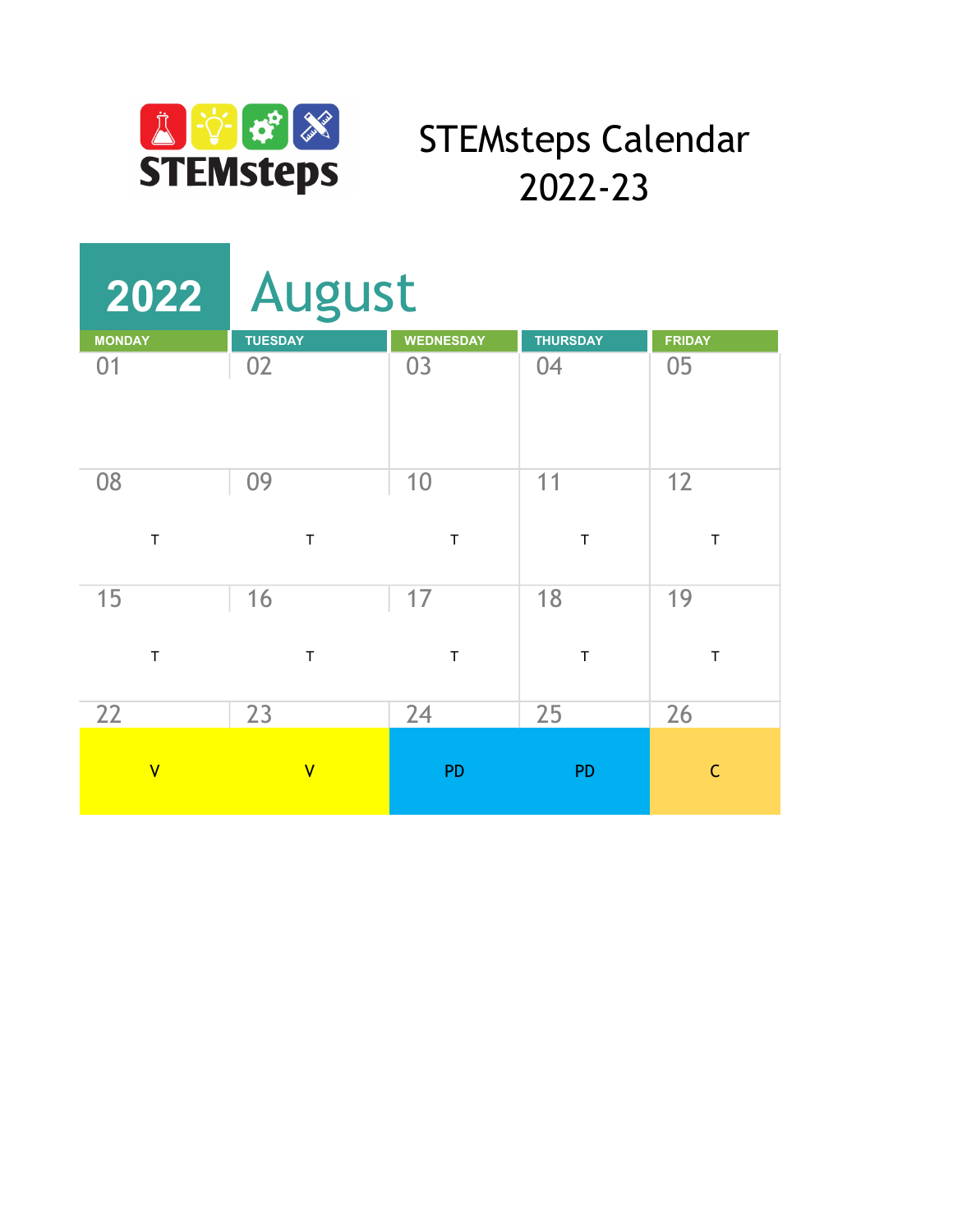STEMsteps

# STEMsteps Calendar 2022-23

## 2022 August

| MONDAY | TUESDAY | WEDNESDAY | THURSDAY | FRIDAY |
| --- | --- | --- | --- | --- |
| 01 | 02 | 03 | 04 | 05 |
| 08 T | 09 T | 10 T | 11 T | 12 T |
| 15 T | 16 T | 17 T | 18 T | 19 T |
| 22 V | 23 V | 24 PD | 25 PD | 26 C |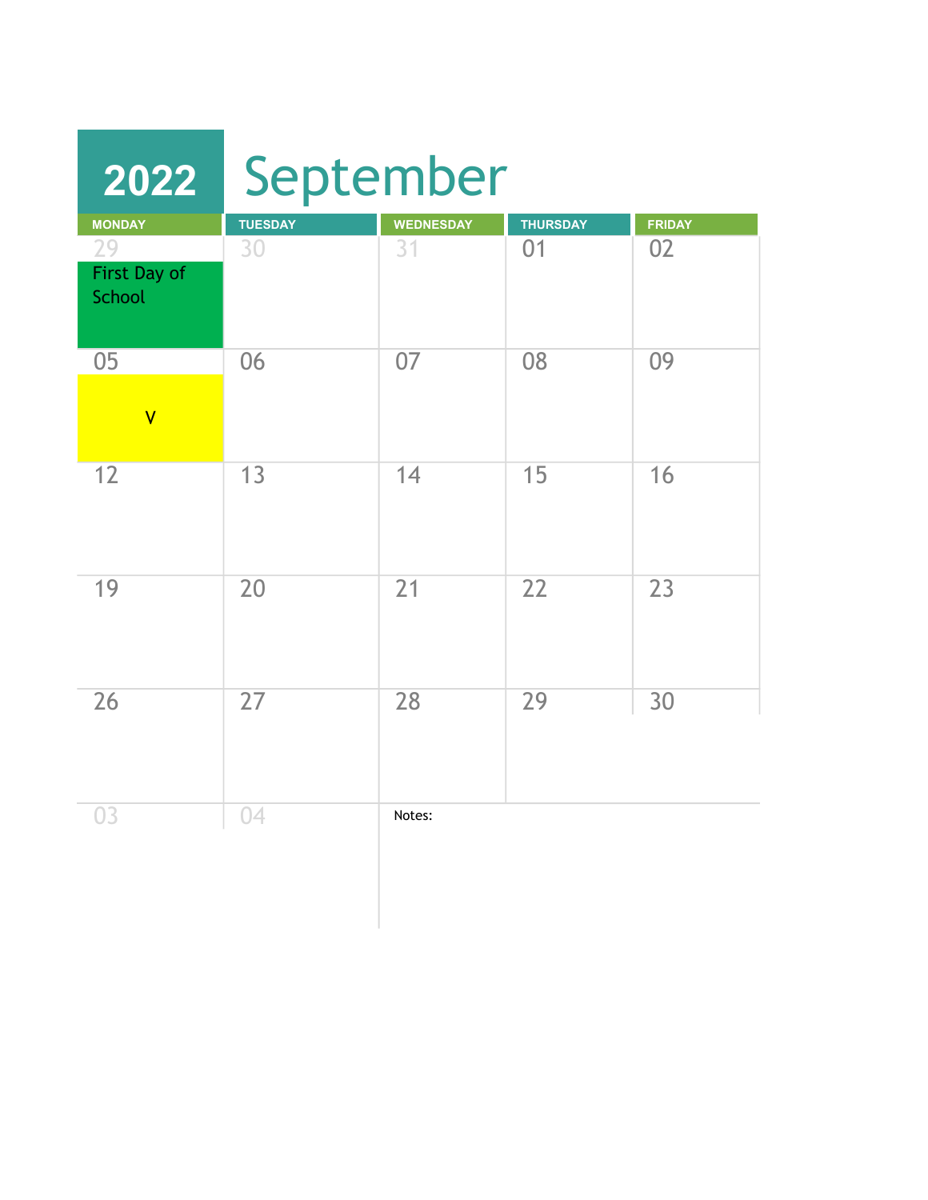# 2022 September

| MONDAY | TUESDAY | WEDNESDAY | THURSDAY | FRIDAY |
|---|---|---|---|---|
| 29 First Day of School | 30 | 31 | 01 | 02 |
| 05 V | 06 | 07 | 08 | 09 |
| 12 | 13 | 14 | 15 | 16 |
| 19 | 20 | 21 | 22 | 23 |
| 26 | 27 | 28 | 29 | 30 |
| 03 | 04 | Notes: | | |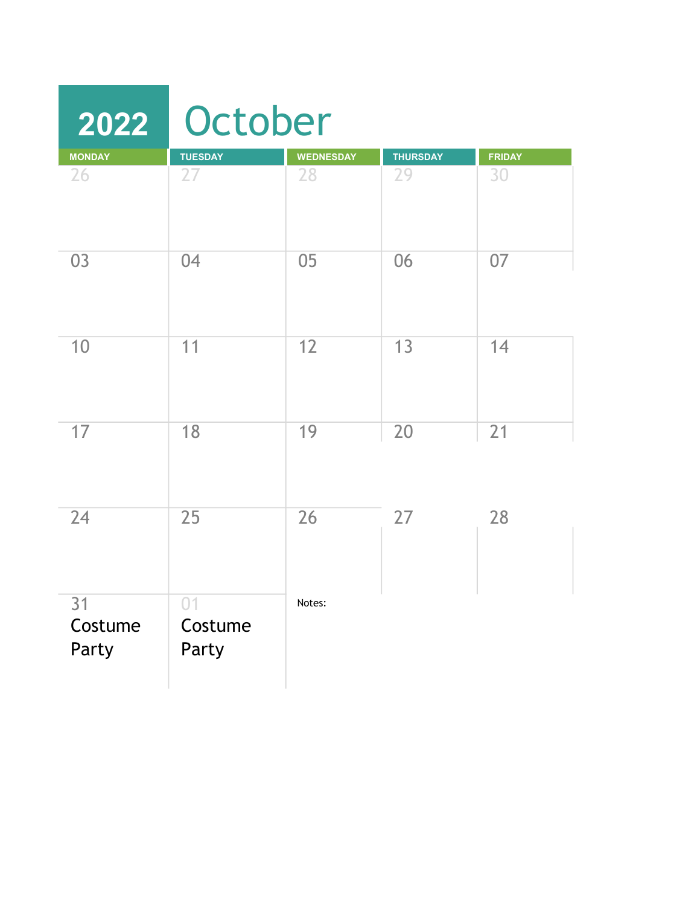# 2022 October

| MONDAY | TUESDAY | WEDNESDAY | THURSDAY | FRIDAY |
|---|---|---|---|---|
| 26 | 27 | 28 | 29 | 30 |
| 03 | 04 | 05 | 06 | 07 |
| 10 | 11 | 12 | 13 | 14 |
| 17 | 18 | 19 | 20 | 21 |
| 24 | 25 | 26 | 27 | 28 |
| 31 Costume Party | 01 Costume Party | Notes: | | |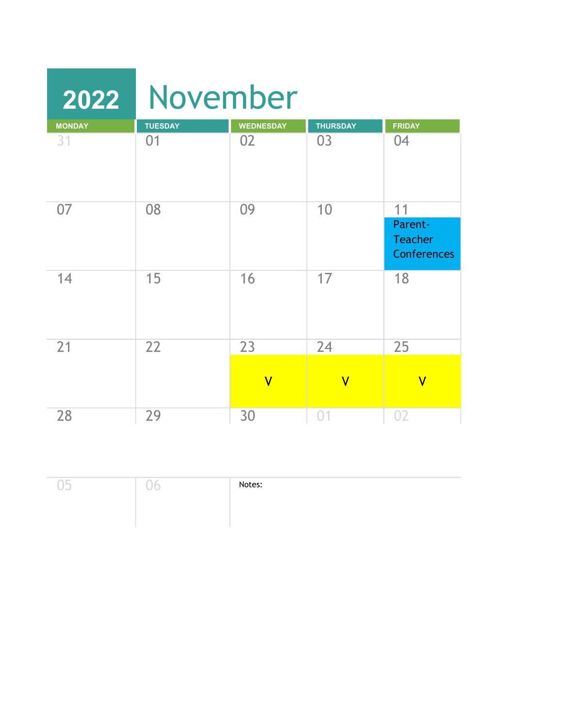# 2022 November

| MONDAY | TUESDAY | WEDNESDAY | THURSDAY | FRIDAY |
|---|---|---|---|---|
| 31 | 01 | 02 | 03 | 04 |
| 07 | 08 | 09 | 10 | 11 Parent-Teacher Conferences |
| 14 | 15 | 16 | 17 | 18 |
| 21 | 22 | 23 V | 24 V | 25 V |
| 28 | 29 | 30 | 01 | 02 |
| 05 | 06 | Notes: | | |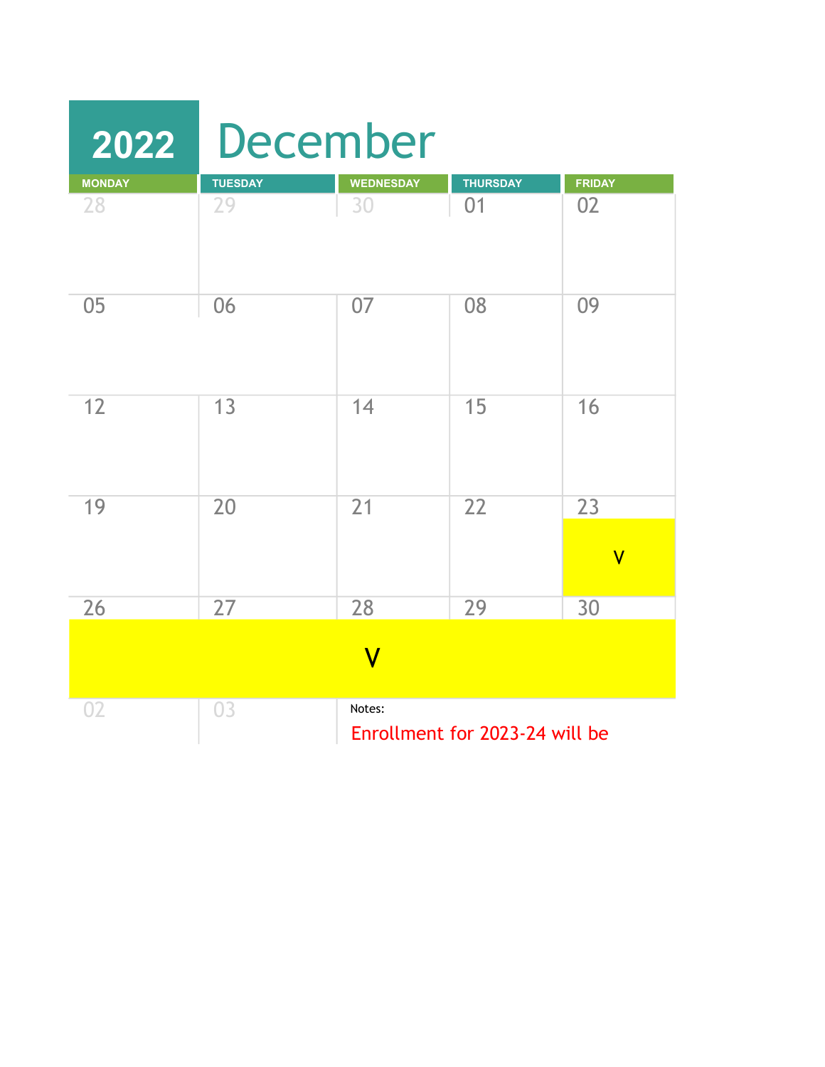# 2022 December

| MONDAY | TUESDAY | WEDNESDAY | THURSDAY | FRIDAY |
|---|---|---|---|---|
| 28 | 29 | 30 | 01 | 02 |
| 05 | 06 | 07 | 08 | 09 |
| 12 | 13 | 14 | 15 | 16 |
| 19 | 20 | 21 | 22 | 23 V |
| 26 V | 27 V | 28 V | 29 V | 30 V |
| 02 | 03 | | | |

Notes:

Enrollment for 2023-24 will be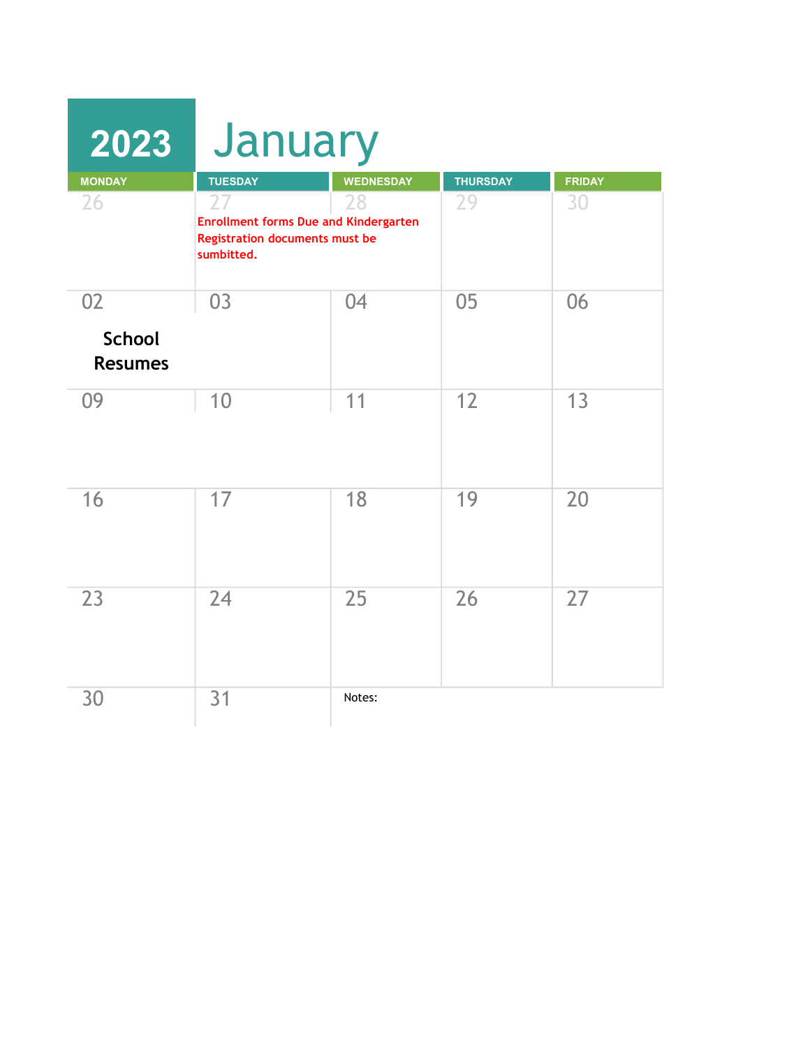# 2023 January

| MONDAY | TUESDAY | WEDNESDAY | THURSDAY | FRIDAY |
|---|---|---|---|---|
| 26 | 27<br>Enrollment forms Due and Kindergarten Registration documents must be sumbitted. | 28 | 29 | 30 |
| 02<br>**School Resumes** | 03 | 04 | 05 | 06 |
| 09 | 10 | 11 | 12 | 13 |
| 16 | 17 | 18 | 19 | 20 |
| 23 | 24 | 25 | 26 | 27 |
| 30 | 31 | Notes: | | |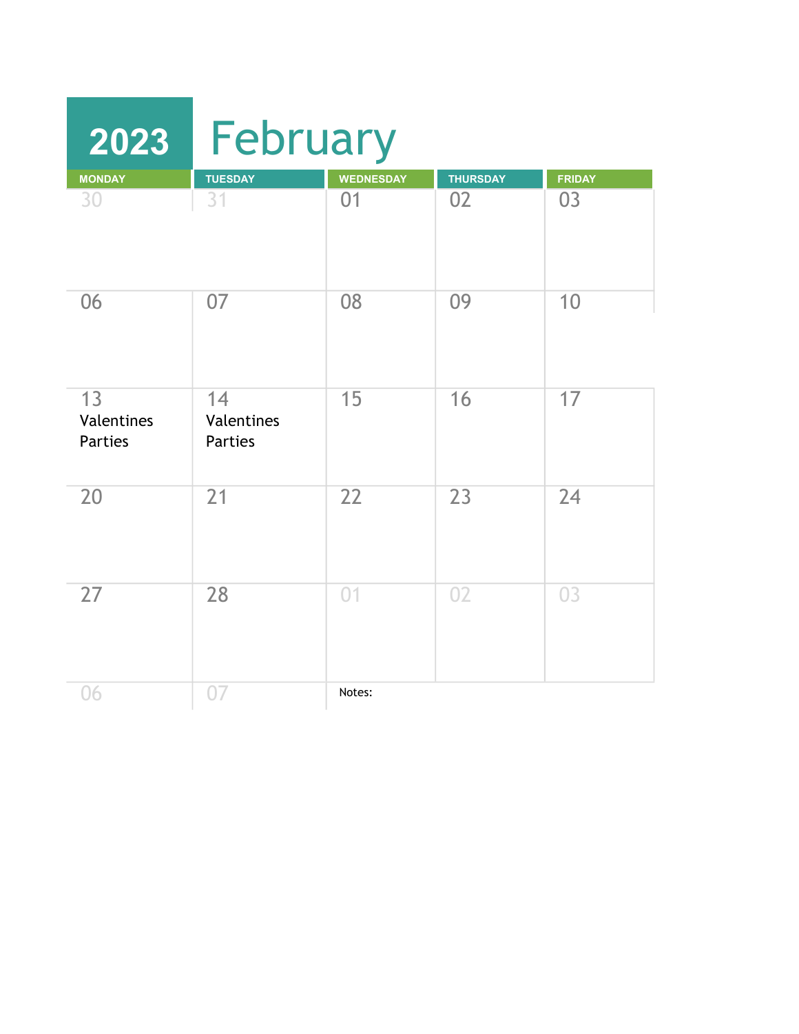# 2023 February

| MONDAY | TUESDAY | WEDNESDAY | THURSDAY | FRIDAY |
| --- | --- | --- | --- | --- |
| 30 | 31 | 01 | 02 | 03 |
| 06 | 07 | 08 | 09 | 10 |
| 13 Valentines Parties | 14 Valentines Parties | 15 | 16 | 17 |
| 20 | 21 | 22 | 23 | 24 |
| 27 | 28 | 01 | 02 | 03 |
| 06 | 07 | Notes: | | |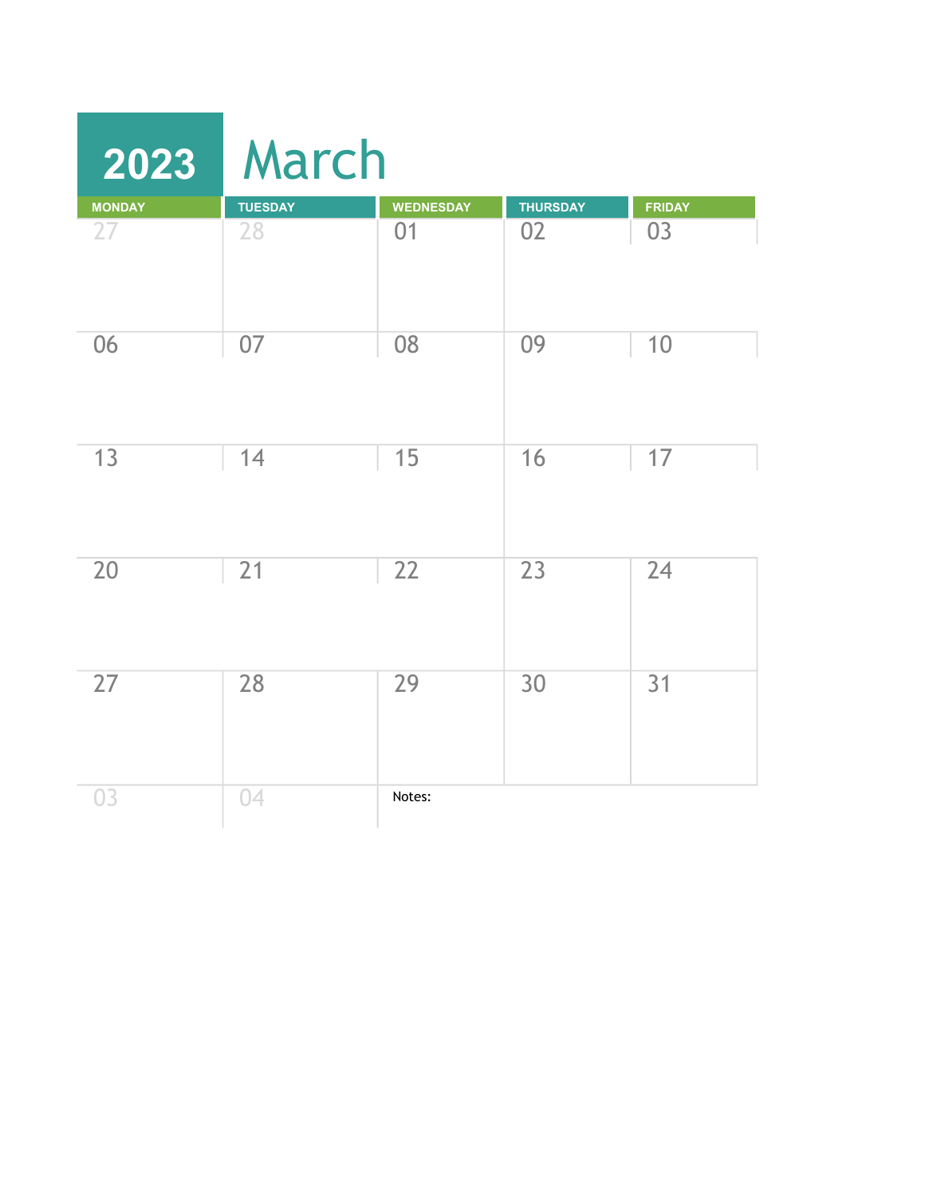# 2023 March

| MONDAY | TUESDAY | WEDNESDAY | THURSDAY | FRIDAY |
|---|---|---|---|---|
| 27 | 28 | 01 | 02 | 03 |
| 06 | 07 | 08 | 09 | 10 |
| 13 | 14 | 15 | 16 | 17 |
| 20 | 21 | 22 | 23 | 24 |
| 27 | 28 | 29 | 30 | 31 |
| 03 | 04 | Notes: | | |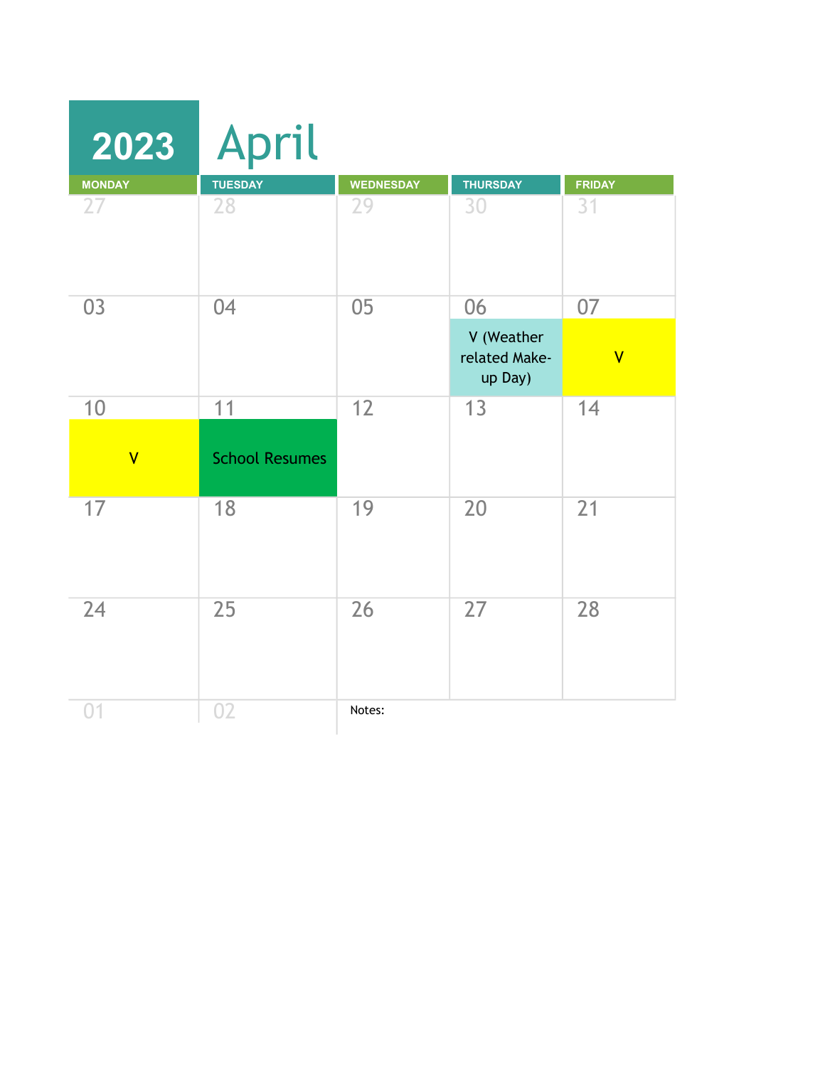# 2023 April

| MONDAY | TUESDAY | WEDNESDAY | THURSDAY | FRIDAY |
|---|---|---|---|---|
| 27 | 28 | 29 | 30 | 31 |
| 03 | 04 | 05 | 06 V (Weather related Make-up Day) | 07 V |
| 10 V | 11 School Resumes | 12 | 13 | 14 |
| 17 | 18 | 19 | 20 | 21 |
| 24 | 25 | 26 | 27 | 28 |
| 01 | 02 | Notes: | | |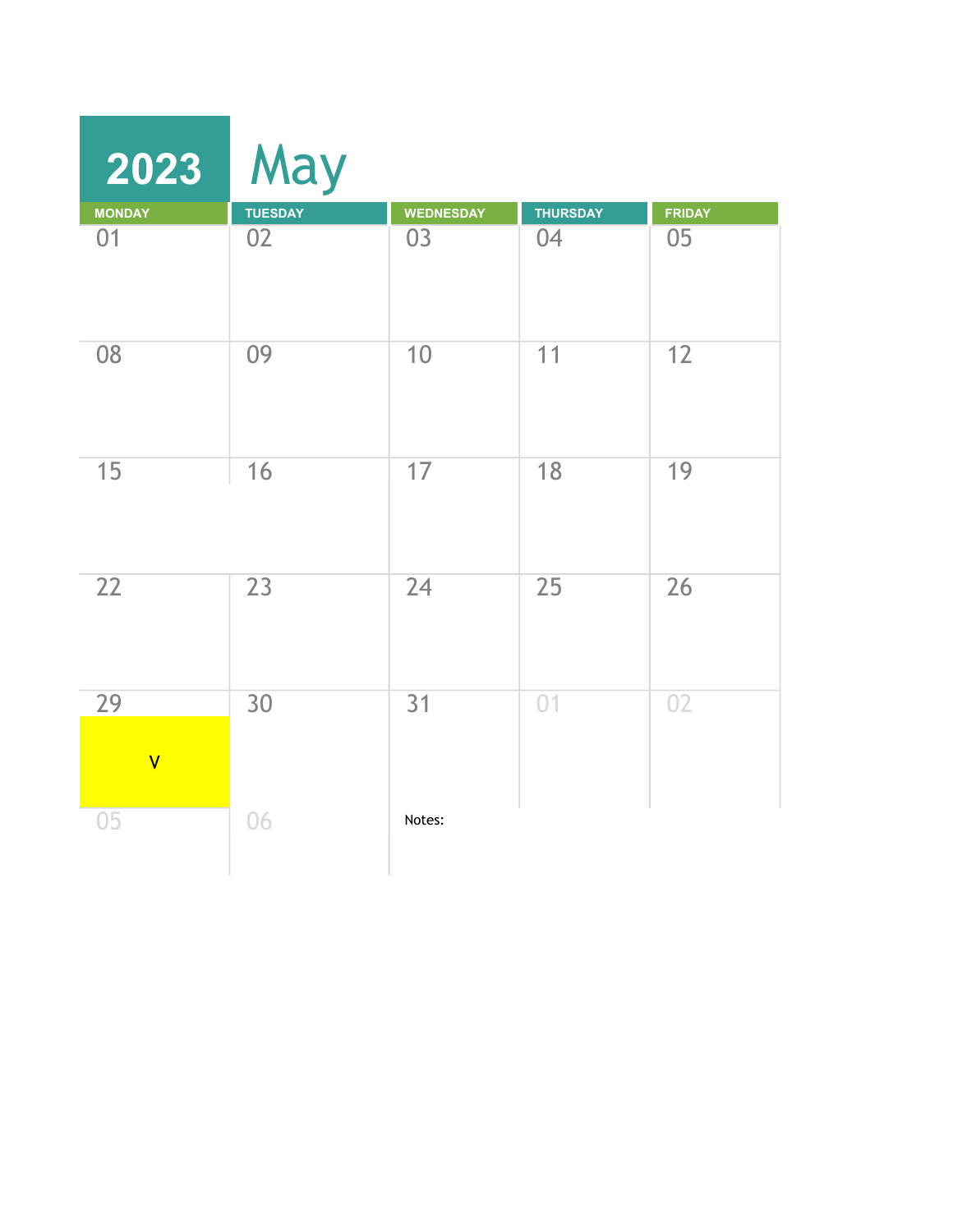# 2023 May

| MONDAY | TUESDAY | WEDNESDAY | THURSDAY | FRIDAY |
|---|---|---|---|---|
| 01 | 02 | 03 | 04 | 05 |
| 08 | 09 | 10 | 11 | 12 |
| 15 | 16 | 17 | 18 | 19 |
| 22 | 23 | 24 | 25 | 26 |
| 29 V | 30 | 31 | 01 | 02 |
| 05 | 06 | Notes: | | |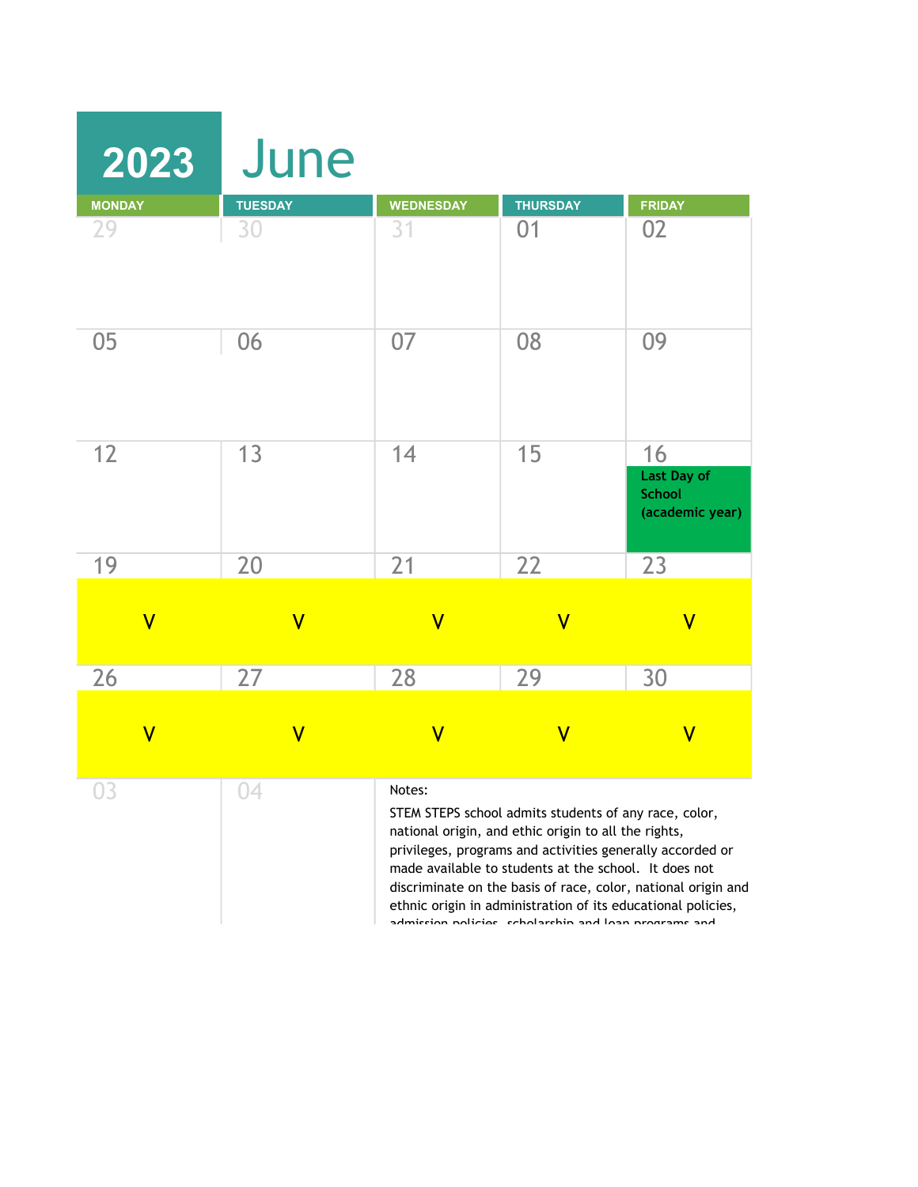# 2023 June

| MONDAY | TUESDAY | WEDNESDAY | THURSDAY | FRIDAY |
|---|---|---|---|---|
| 29 | 30 | 31 | 01 | 02 |
| 05 | 06 | 07 | 08 | 09 |
| 12 | 13 | 14 | 15 | 16 Last Day of School (academic year) |
| 19 V | 20 V | 21 V | 22 V | 23 V |
| 26 V | 27 V | 28 V | 29 V | 30 V |
| 03 | 04 | | | |

Notes:

STEM STEPS school admits students of any race, color, national origin, and ethic origin to all the rights, privileges, programs and activities generally accorded or made available to students at the school. It does not discriminate on the basis of race, color, national origin and ethnic origin in administration of its educational policies, admission policies, scholarship and loan programs and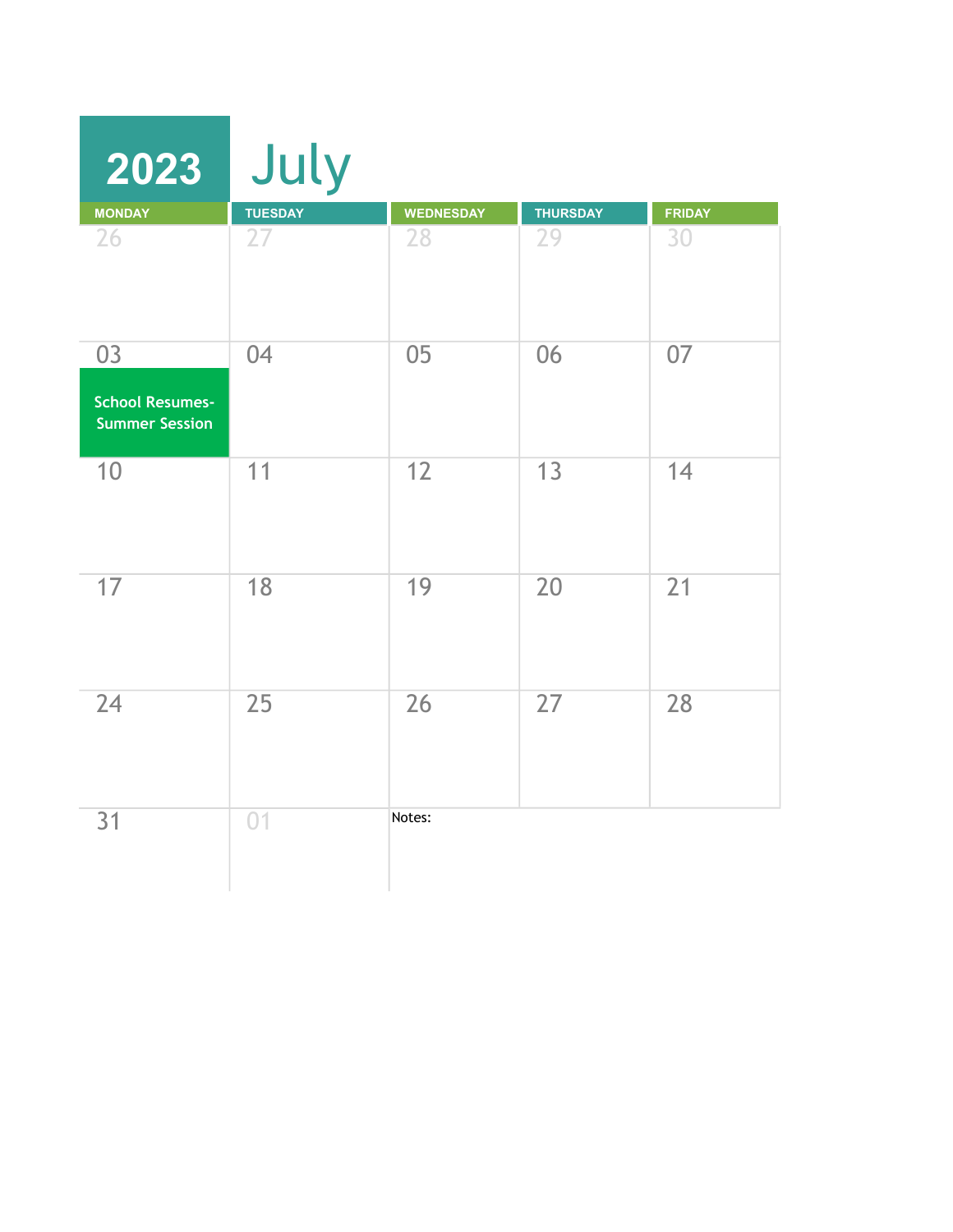# 2023 July

| MONDAY | TUESDAY | WEDNESDAY | THURSDAY | FRIDAY |
|---|---|---|---|---|
| 26 | 27 | 28 | 29 | 30 |
| 03 School Resumes- Summer Session | 04 | 05 | 06 | 07 |
| 10 | 11 | 12 | 13 | 14 |
| 17 | 18 | 19 | 20 | 21 |
| 24 | 25 | 26 | 27 | 28 |
| 31 | 01 | Notes: | | |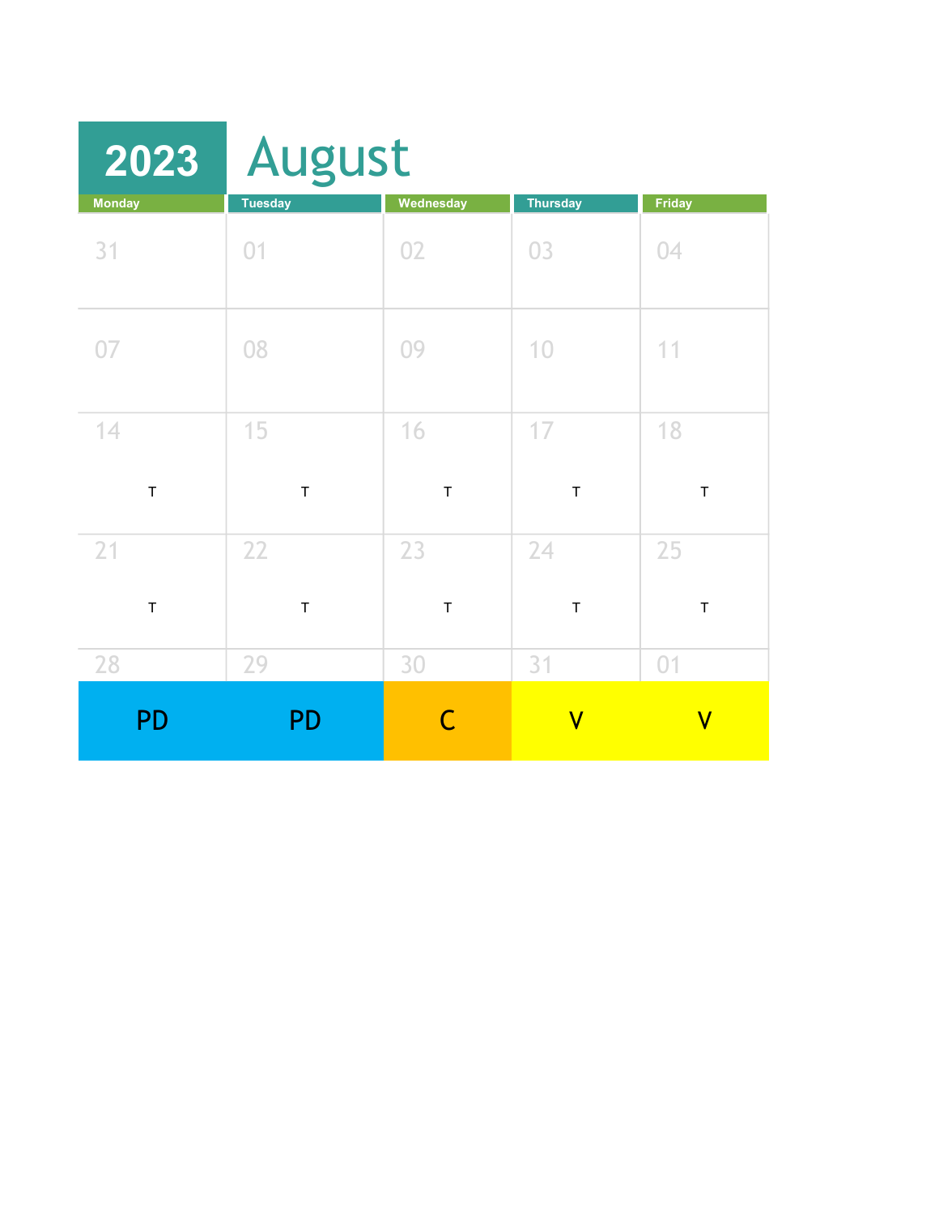# 2023 August

| Monday | Tuesday | Wednesday | Thursday | Friday |
|---|---|---|---|---|
| 31 | 01 | 02 | 03 | 04 |
| 07 | 08 | 09 | 10 | 11 |
| 14 T | 15 T | 16 T | 17 T | 18 T |
| 21 T | 22 T | 23 T | 24 T | 25 T |
| 28 PD | 29 PD | 30 C | 31 V | 01 V |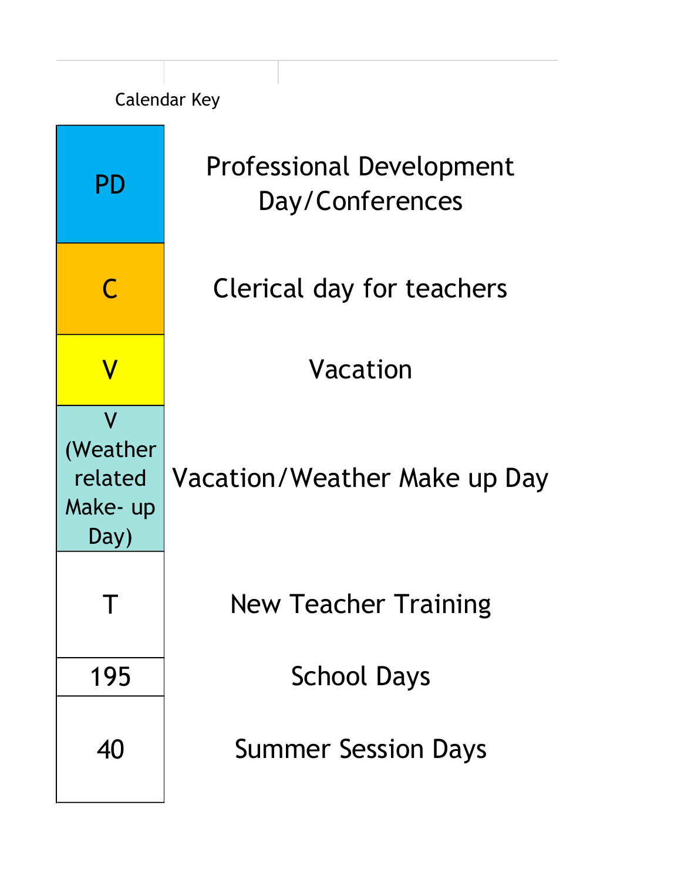Calendar Key

| | |
|---|---|
| PD | Professional Development Day/Conferences |
| C | Clerical day for teachers |
| V | Vacation |
| V (Weather related Make- up Day) | Vacation/Weather Make up Day |
| T | New Teacher Training |
| 195 | School Days |
| 40 | Summer Session Days |